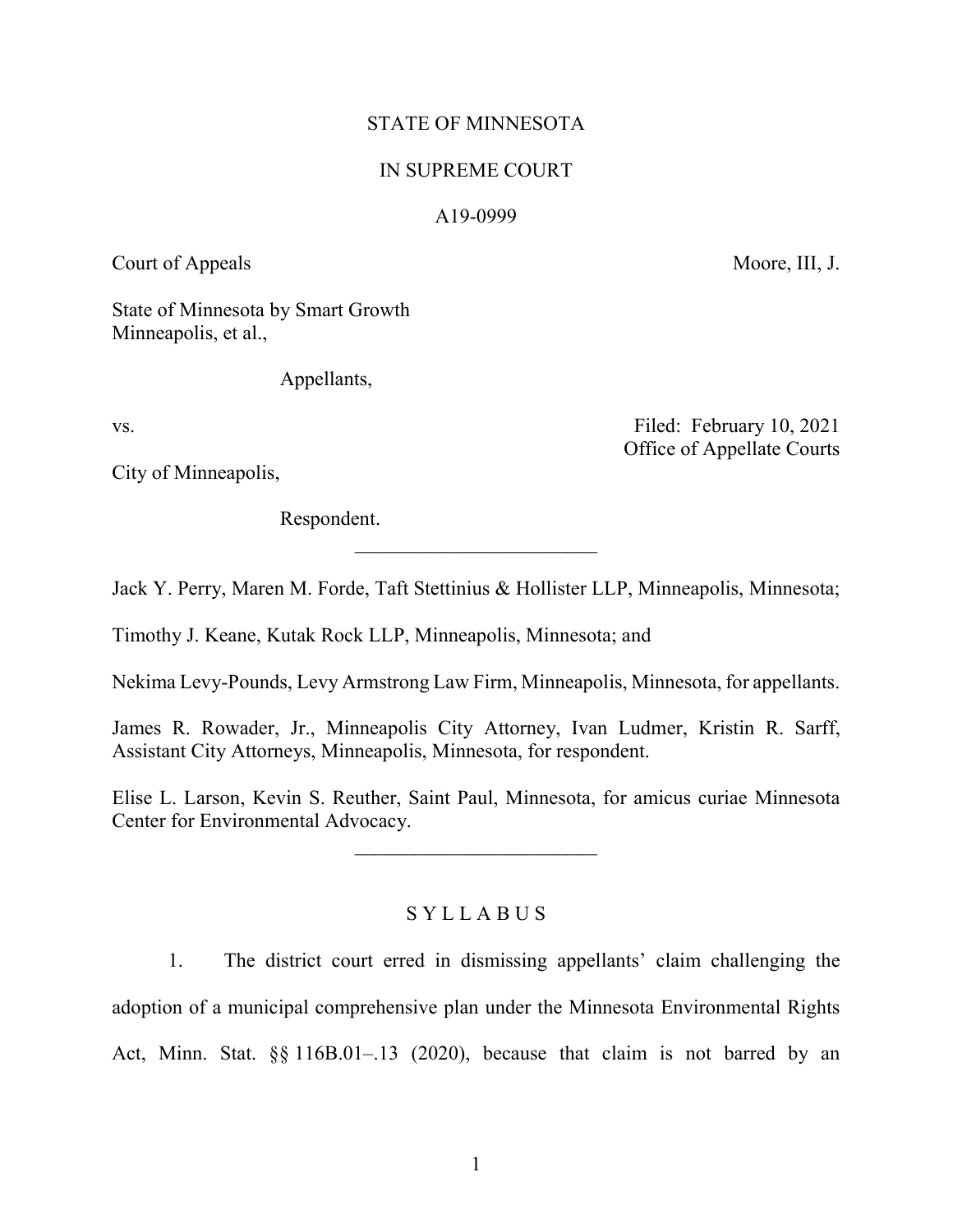STATE OF MINNESOTA

IN SUPREME COURT

A19-0999

Court of Appeals Moore, III, J.

State of Minnesota by Smart Growth Minneapolis, et al.,

Appellants,

vs.

Filed: February 10, 2021
Office of Appellate Courts

City of Minneapolis,

Respondent.

________________________

Jack Y. Perry, Maren M. Forde, Taft Stettinius & Hollister LLP, Minneapolis, Minnesota;

Timothy J. Keane, Kutak Rock LLP, Minneapolis, Minnesota; and

Nekima Levy-Pounds, Levy Armstrong Law Firm, Minneapolis, Minnesota, for appellants.

James R. Rowader, Jr., Minneapolis City Attorney, Ivan Ludmer, Kristin R. Sarff, Assistant City Attorneys, Minneapolis, Minnesota, for respondent.

Elise L. Larson, Kevin S. Reuther, Saint Paul, Minnesota, for amicus curiae Minnesota Center for Environmental Advocacy.

________________________

## S Y L L A B U S

1. The district court erred in dismissing appellants' claim challenging the adoption of a municipal comprehensive plan under the Minnesota Environmental Rights Act, Minn. Stat. §§ 116B.01–.13 (2020), because that claim is not barred by an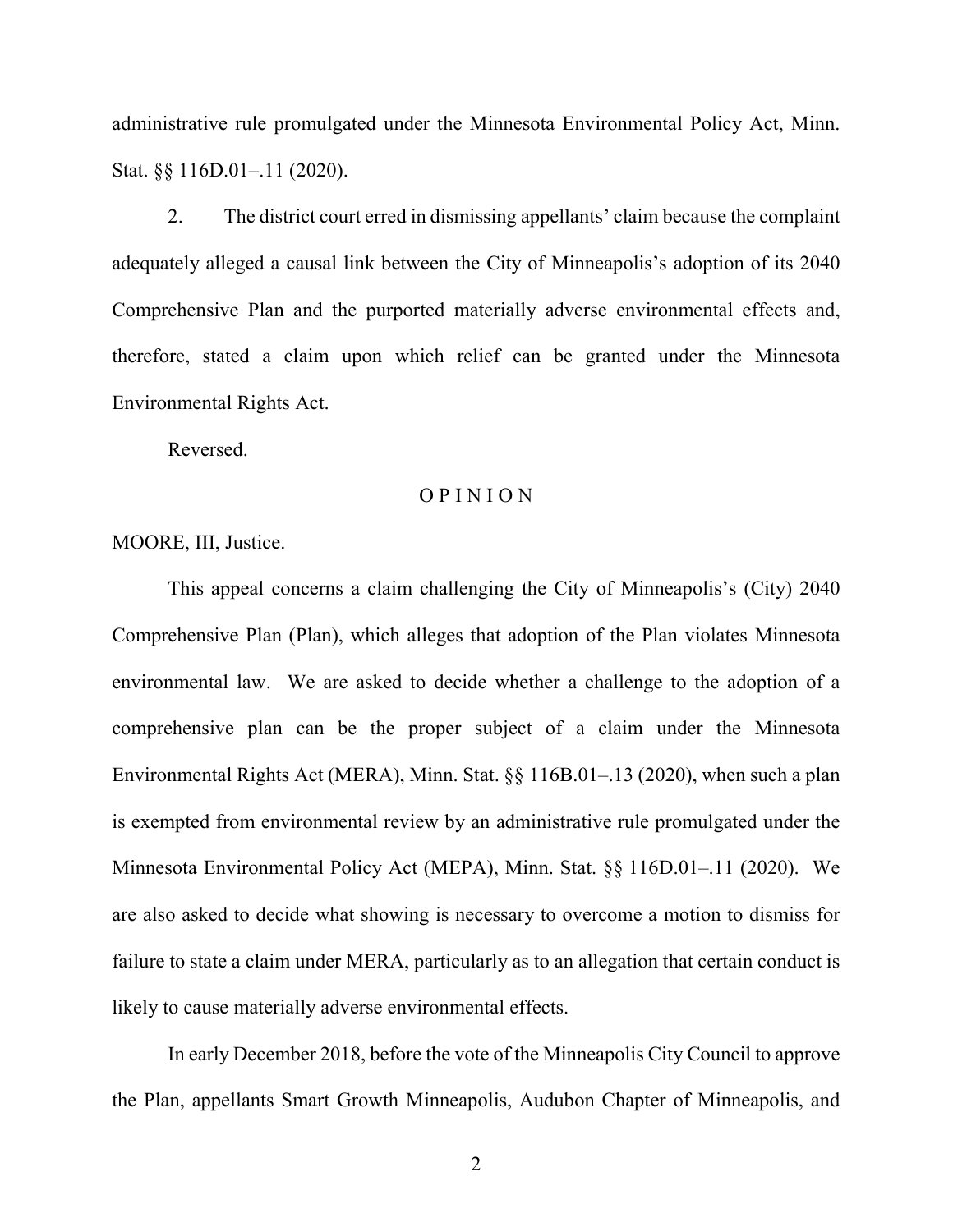administrative rule promulgated under the Minnesota Environmental Policy Act, Minn. Stat. §§ 116D.01–.11 (2020).

2. The district court erred in dismissing appellants' claim because the complaint adequately alleged a causal link between the City of Minneapolis's adoption of its 2040 Comprehensive Plan and the purported materially adverse environmental effects and, therefore, stated a claim upon which relief can be granted under the Minnesota Environmental Rights Act.

Reversed.

# O P I N I O N

MOORE, III, Justice.

This appeal concerns a claim challenging the City of Minneapolis's (City) 2040 Comprehensive Plan (Plan), which alleges that adoption of the Plan violates Minnesota environmental law. We are asked to decide whether a challenge to the adoption of a comprehensive plan can be the proper subject of a claim under the Minnesota Environmental Rights Act (MERA), Minn. Stat. §§ 116B.01–.13 (2020), when such a plan is exempted from environmental review by an administrative rule promulgated under the Minnesota Environmental Policy Act (MEPA), Minn. Stat. §§ 116D.01–.11 (2020). We are also asked to decide what showing is necessary to overcome a motion to dismiss for failure to state a claim under MERA, particularly as to an allegation that certain conduct is likely to cause materially adverse environmental effects.

In early December 2018, before the vote of the Minneapolis City Council to approve the Plan, appellants Smart Growth Minneapolis, Audubon Chapter of Minneapolis, and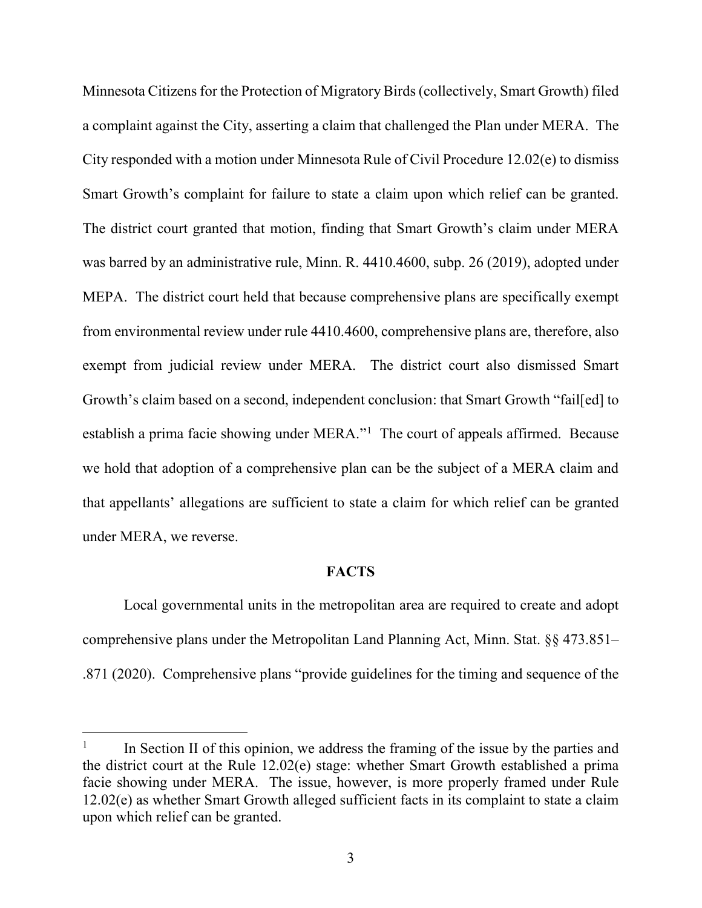Minnesota Citizens for the Protection of Migratory Birds (collectively, Smart Growth) filed a complaint against the City, asserting a claim that challenged the Plan under MERA. The City responded with a motion under Minnesota Rule of Civil Procedure 12.02(e) to dismiss Smart Growth's complaint for failure to state a claim upon which relief can be granted. The district court granted that motion, finding that Smart Growth's claim under MERA was barred by an administrative rule, Minn. R. 4410.4600, subp. 26 (2019), adopted under MEPA. The district court held that because comprehensive plans are specifically exempt from environmental review under rule 4410.4600, comprehensive plans are, therefore, also exempt from judicial review under MERA. The district court also dismissed Smart Growth's claim based on a second, independent conclusion: that Smart Growth "fail[ed] to establish a prima facie showing under MERA."[1] The court of appeals affirmed. Because we hold that adoption of a comprehensive plan can be the subject of a MERA claim and that appellants' allegations are sufficient to state a claim for which relief can be granted under MERA, we reverse.

## FACTS

Local governmental units in the metropolitan area are required to create and adopt comprehensive plans under the Metropolitan Land Planning Act, Minn. Stat. §§ 473.851–.871 (2020). Comprehensive plans "provide guidelines for the timing and sequence of the

---

[1] In Section II of this opinion, we address the framing of the issue by the parties and the district court at the Rule 12.02(e) stage: whether Smart Growth established a prima facie showing under MERA. The issue, however, is more properly framed under Rule 12.02(e) as whether Smart Growth alleged sufficient facts in its complaint to state a claim upon which relief can be granted.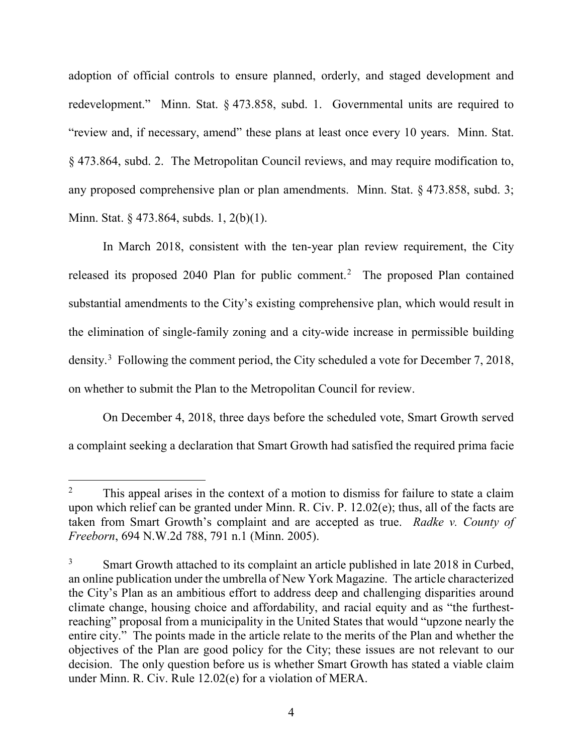adoption of official controls to ensure planned, orderly, and staged development and redevelopment." Minn. Stat. § 473.858, subd. 1. Governmental units are required to "review and, if necessary, amend" these plans at least once every 10 years. Minn. Stat. § 473.864, subd. 2. The Metropolitan Council reviews, and may require modification to, any proposed comprehensive plan or plan amendments. Minn. Stat. § 473.858, subd. 3; Minn. Stat. § 473.864, subds. 1, 2(b)(1).

In March 2018, consistent with the ten-year plan review requirement, the City released its proposed 2040 Plan for public comment.[2] The proposed Plan contained substantial amendments to the City's existing comprehensive plan, which would result in the elimination of single-family zoning and a city-wide increase in permissible building density.[3] Following the comment period, the City scheduled a vote for December 7, 2018, on whether to submit the Plan to the Metropolitan Council for review.

On December 4, 2018, three days before the scheduled vote, Smart Growth served a complaint seeking a declaration that Smart Growth had satisfied the required prima facie

---

[2] This appeal arises in the context of a motion to dismiss for failure to state a claim upon which relief can be granted under Minn. R. Civ. P. 12.02(e); thus, all of the facts are taken from Smart Growth's complaint and are accepted as true. *Radke v. County of Freeborn*, 694 N.W.2d 788, 791 n.1 (Minn. 2005).

[3] Smart Growth attached to its complaint an article published in late 2018 in Curbed, an online publication under the umbrella of New York Magazine. The article characterized the City's Plan as an ambitious effort to address deep and challenging disparities around climate change, housing choice and affordability, and racial equity and as "the furthest-reaching" proposal from a municipality in the United States that would "upzone nearly the entire city." The points made in the article relate to the merits of the Plan and whether the objectives of the Plan are good policy for the City; these issues are not relevant to our decision. The only question before us is whether Smart Growth has stated a viable claim under Minn. R. Civ. Rule 12.02(e) for a violation of MERA.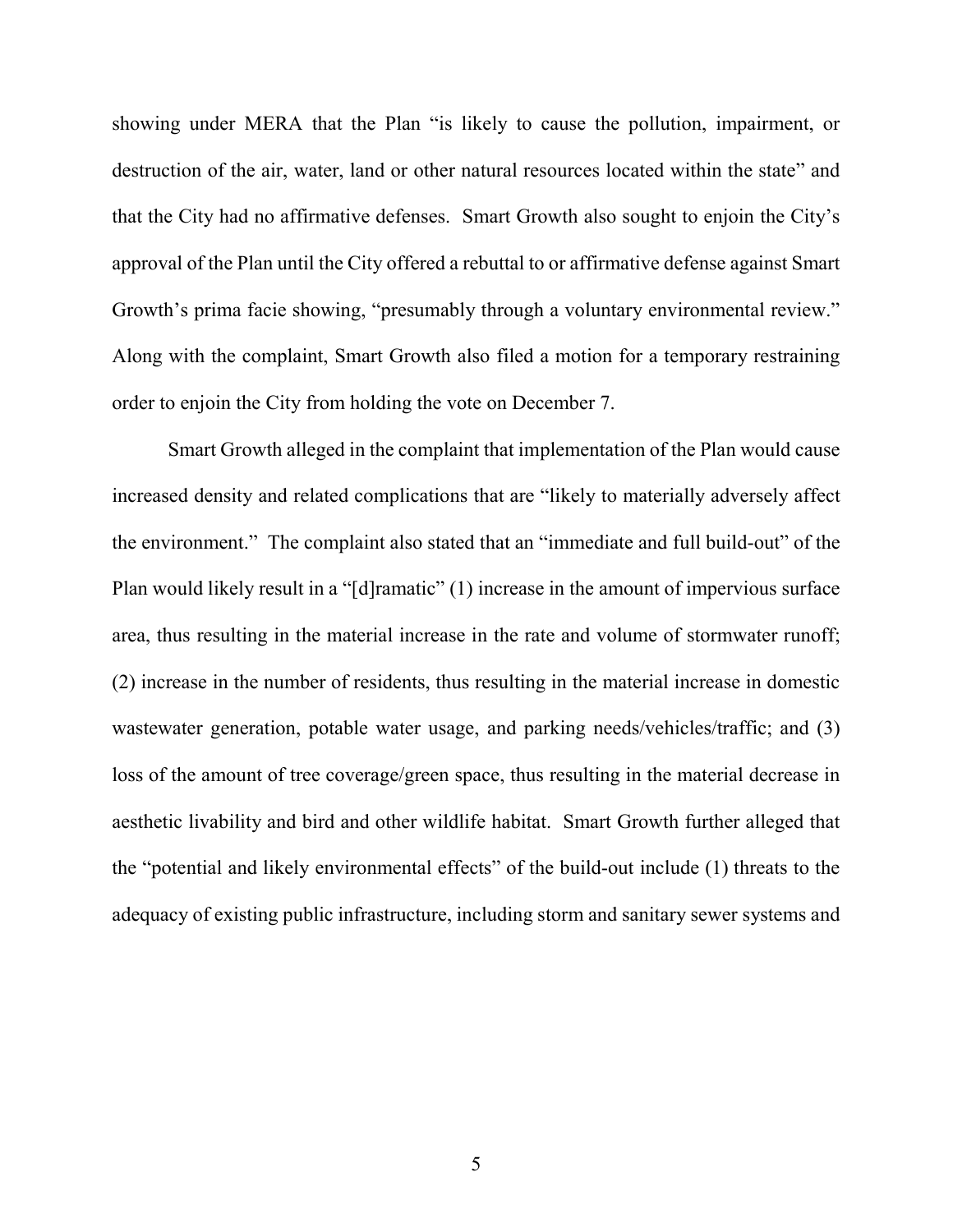showing under MERA that the Plan "is likely to cause the pollution, impairment, or destruction of the air, water, land or other natural resources located within the state" and that the City had no affirmative defenses. Smart Growth also sought to enjoin the City's approval of the Plan until the City offered a rebuttal to or affirmative defense against Smart Growth's prima facie showing, "presumably through a voluntary environmental review." Along with the complaint, Smart Growth also filed a motion for a temporary restraining order to enjoin the City from holding the vote on December 7.

Smart Growth alleged in the complaint that implementation of the Plan would cause increased density and related complications that are "likely to materially adversely affect the environment." The complaint also stated that an "immediate and full build-out" of the Plan would likely result in a "[d]ramatic" (1) increase in the amount of impervious surface area, thus resulting in the material increase in the rate and volume of stormwater runoff; (2) increase in the number of residents, thus resulting in the material increase in domestic wastewater generation, potable water usage, and parking needs/vehicles/traffic; and (3) loss of the amount of tree coverage/green space, thus resulting in the material decrease in aesthetic livability and bird and other wildlife habitat. Smart Growth further alleged that the "potential and likely environmental effects" of the build-out include (1) threats to the adequacy of existing public infrastructure, including storm and sanitary sewer systems and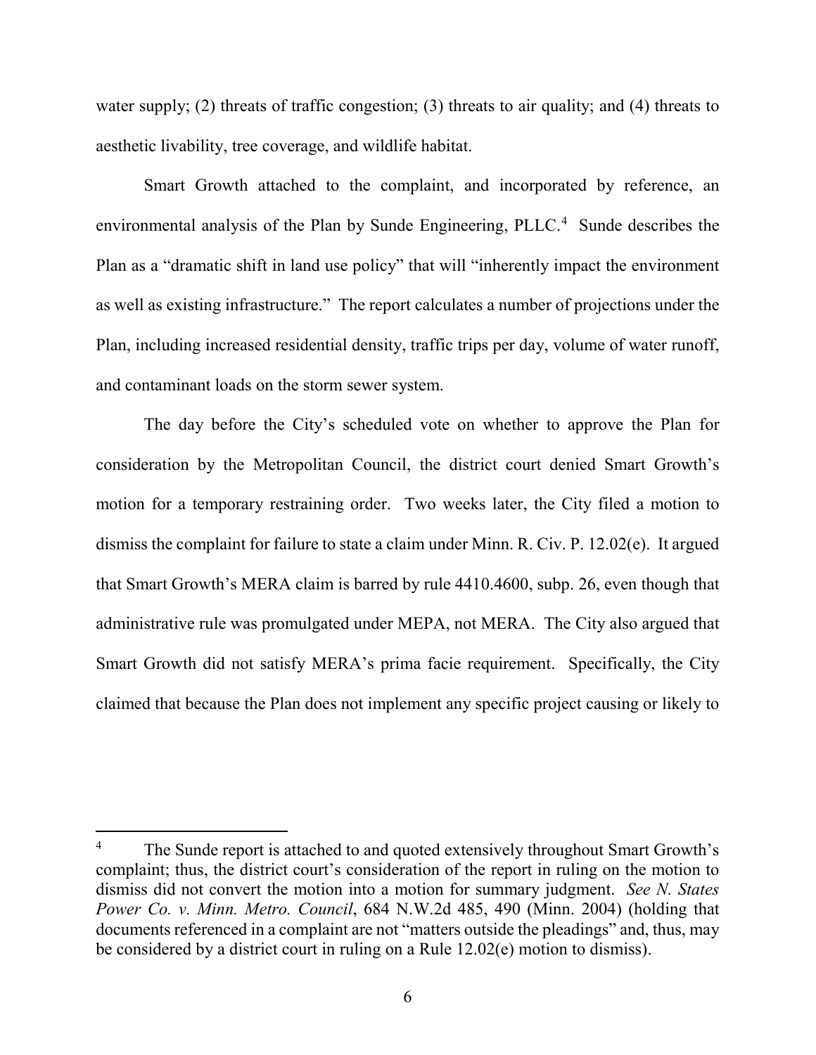water supply; (2) threats of traffic congestion; (3) threats to air quality; and (4) threats to aesthetic livability, tree coverage, and wildlife habitat.

Smart Growth attached to the complaint, and incorporated by reference, an environmental analysis of the Plan by Sunde Engineering, PLLC.[4] Sunde describes the Plan as a "dramatic shift in land use policy" that will "inherently impact the environment as well as existing infrastructure." The report calculates a number of projections under the Plan, including increased residential density, traffic trips per day, volume of water runoff, and contaminant loads on the storm sewer system.

The day before the City's scheduled vote on whether to approve the Plan for consideration by the Metropolitan Council, the district court denied Smart Growth's motion for a temporary restraining order. Two weeks later, the City filed a motion to dismiss the complaint for failure to state a claim under Minn. R. Civ. P. 12.02(e). It argued that Smart Growth's MERA claim is barred by rule 4410.4600, subp. 26, even though that administrative rule was promulgated under MEPA, not MERA. The City also argued that Smart Growth did not satisfy MERA's prima facie requirement. Specifically, the City claimed that because the Plan does not implement any specific project causing or likely to

---

[4] The Sunde report is attached to and quoted extensively throughout Smart Growth's complaint; thus, the district court's consideration of the report in ruling on the motion to dismiss did not convert the motion into a motion for summary judgment. *See N. States Power Co. v. Minn. Metro. Council*, 684 N.W.2d 485, 490 (Minn. 2004) (holding that documents referenced in a complaint are not "matters outside the pleadings" and, thus, may be considered by a district court in ruling on a Rule 12.02(e) motion to dismiss).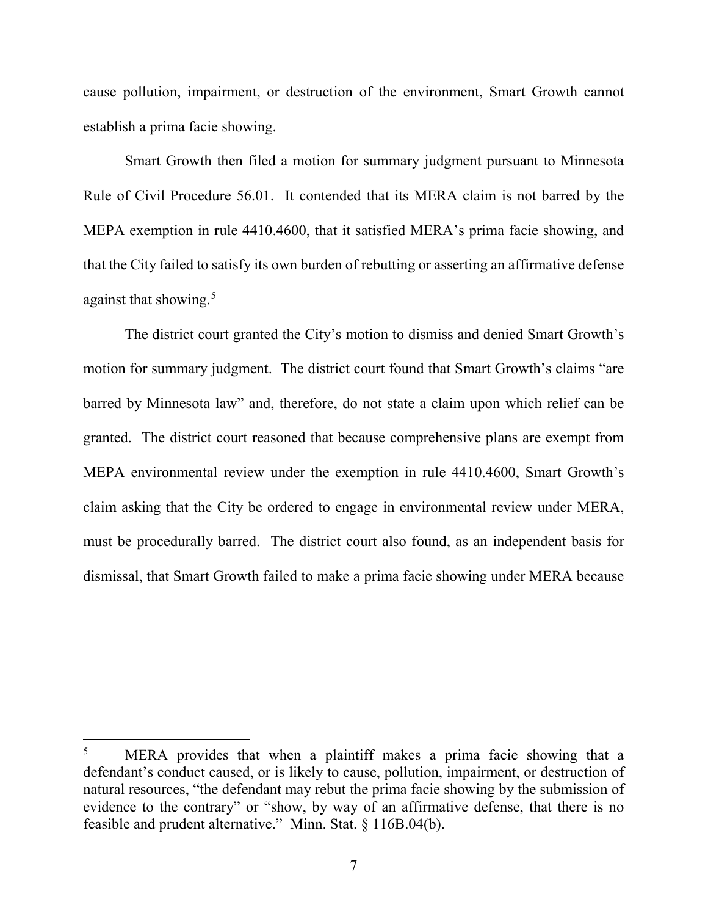cause pollution, impairment, or destruction of the environment, Smart Growth cannot establish a prima facie showing.

Smart Growth then filed a motion for summary judgment pursuant to Minnesota Rule of Civil Procedure 56.01. It contended that its MERA claim is not barred by the MEPA exemption in rule 4410.4600, that it satisfied MERA's prima facie showing, and that the City failed to satisfy its own burden of rebutting or asserting an affirmative defense against that showing.[5]

The district court granted the City's motion to dismiss and denied Smart Growth's motion for summary judgment. The district court found that Smart Growth's claims "are barred by Minnesota law" and, therefore, do not state a claim upon which relief can be granted. The district court reasoned that because comprehensive plans are exempt from MEPA environmental review under the exemption in rule 4410.4600, Smart Growth's claim asking that the City be ordered to engage in environmental review under MERA, must be procedurally barred. The district court also found, as an independent basis for dismissal, that Smart Growth failed to make a prima facie showing under MERA because

---

[5] MERA provides that when a plaintiff makes a prima facie showing that a defendant's conduct caused, or is likely to cause, pollution, impairment, or destruction of natural resources, "the defendant may rebut the prima facie showing by the submission of evidence to the contrary" or "show, by way of an affirmative defense, that there is no feasible and prudent alternative." Minn. Stat. § 116B.04(b).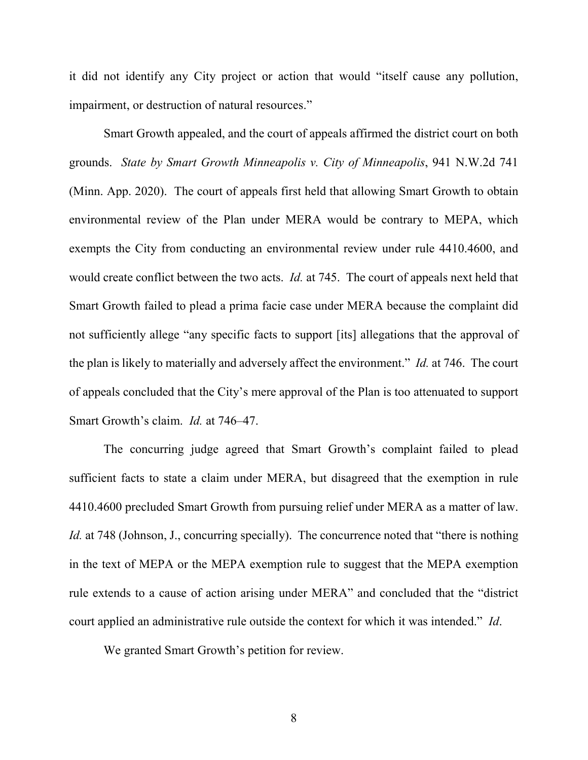it did not identify any City project or action that would "itself cause any pollution, impairment, or destruction of natural resources."

Smart Growth appealed, and the court of appeals affirmed the district court on both grounds. *State by Smart Growth Minneapolis v. City of Minneapolis*, 941 N.W.2d 741 (Minn. App. 2020). The court of appeals first held that allowing Smart Growth to obtain environmental review of the Plan under MERA would be contrary to MEPA, which exempts the City from conducting an environmental review under rule 4410.4600, and would create conflict between the two acts. *Id.* at 745. The court of appeals next held that Smart Growth failed to plead a prima facie case under MERA because the complaint did not sufficiently allege "any specific facts to support [its] allegations that the approval of the plan is likely to materially and adversely affect the environment." *Id.* at 746. The court of appeals concluded that the City's mere approval of the Plan is too attenuated to support Smart Growth's claim. *Id.* at 746–47.

The concurring judge agreed that Smart Growth's complaint failed to plead sufficient facts to state a claim under MERA, but disagreed that the exemption in rule 4410.4600 precluded Smart Growth from pursuing relief under MERA as a matter of law. *Id.* at 748 (Johnson, J., concurring specially). The concurrence noted that "there is nothing in the text of MEPA or the MEPA exemption rule to suggest that the MEPA exemption rule extends to a cause of action arising under MERA" and concluded that the "district court applied an administrative rule outside the context for which it was intended." *Id*.

We granted Smart Growth's petition for review.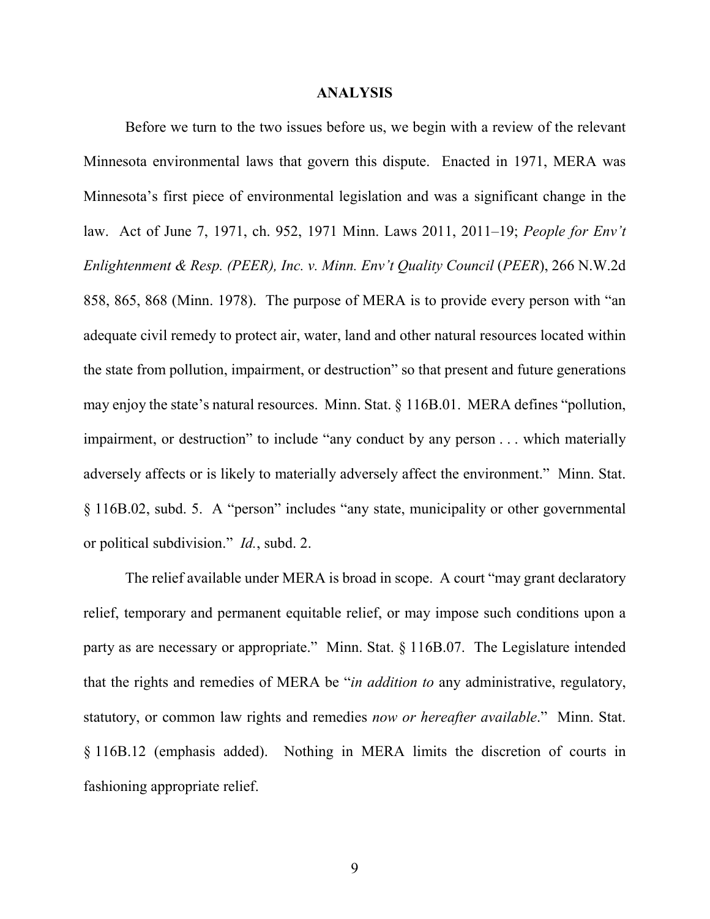## ANALYSIS

Before we turn to the two issues before us, we begin with a review of the relevant Minnesota environmental laws that govern this dispute. Enacted in 1971, MERA was Minnesota's first piece of environmental legislation and was a significant change in the law. Act of June 7, 1971, ch. 952, 1971 Minn. Laws 2011, 2011–19; *People for Env't Enlightenment & Resp. (PEER), Inc. v. Minn. Env't Quality Council* (*PEER*), 266 N.W.2d 858, 865, 868 (Minn. 1978). The purpose of MERA is to provide every person with "an adequate civil remedy to protect air, water, land and other natural resources located within the state from pollution, impairment, or destruction" so that present and future generations may enjoy the state's natural resources. Minn. Stat. § 116B.01. MERA defines "pollution, impairment, or destruction" to include "any conduct by any person . . . which materially adversely affects or is likely to materially adversely affect the environment." Minn. Stat. § 116B.02, subd. 5. A "person" includes "any state, municipality or other governmental or political subdivision." *Id.*, subd. 2.

The relief available under MERA is broad in scope. A court "may grant declaratory relief, temporary and permanent equitable relief, or may impose such conditions upon a party as are necessary or appropriate." Minn. Stat. § 116B.07. The Legislature intended that the rights and remedies of MERA be "*in addition to* any administrative, regulatory, statutory, or common law rights and remedies *now or hereafter available*." Minn. Stat. § 116B.12 (emphasis added). Nothing in MERA limits the discretion of courts in fashioning appropriate relief.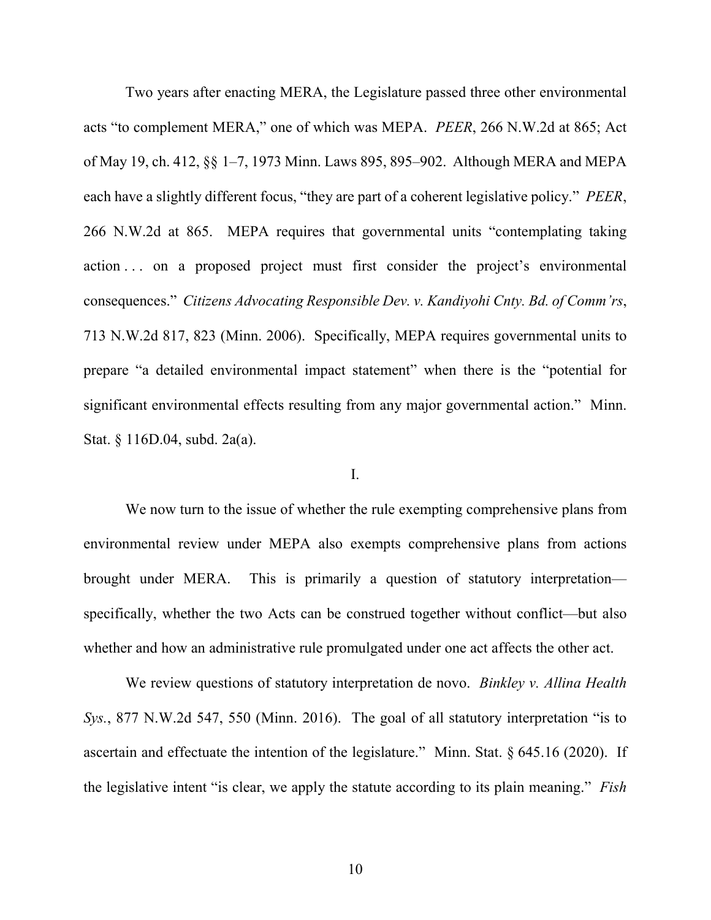Two years after enacting MERA, the Legislature passed three other environmental acts "to complement MERA," one of which was MEPA. *PEER*, 266 N.W.2d at 865; Act of May 19, ch. 412, §§ 1–7, 1973 Minn. Laws 895, 895–902. Although MERA and MEPA each have a slightly different focus, "they are part of a coherent legislative policy." *PEER*, 266 N.W.2d at 865. MEPA requires that governmental units "contemplating taking action . . . on a proposed project must first consider the project's environmental consequences." *Citizens Advocating Responsible Dev. v. Kandiyohi Cnty. Bd. of Comm'rs*, 713 N.W.2d 817, 823 (Minn. 2006). Specifically, MEPA requires governmental units to prepare "a detailed environmental impact statement" when there is the "potential for significant environmental effects resulting from any major governmental action." Minn. Stat. § 116D.04, subd. 2a(a).

## I.

We now turn to the issue of whether the rule exempting comprehensive plans from environmental review under MEPA also exempts comprehensive plans from actions brought under MERA. This is primarily a question of statutory interpretation—specifically, whether the two Acts can be construed together without conflict—but also whether and how an administrative rule promulgated under one act affects the other act.

We review questions of statutory interpretation de novo. *Binkley v. Allina Health Sys.*, 877 N.W.2d 547, 550 (Minn. 2016). The goal of all statutory interpretation "is to ascertain and effectuate the intention of the legislature." Minn. Stat. § 645.16 (2020). If the legislative intent "is clear, we apply the statute according to its plain meaning." *Fish*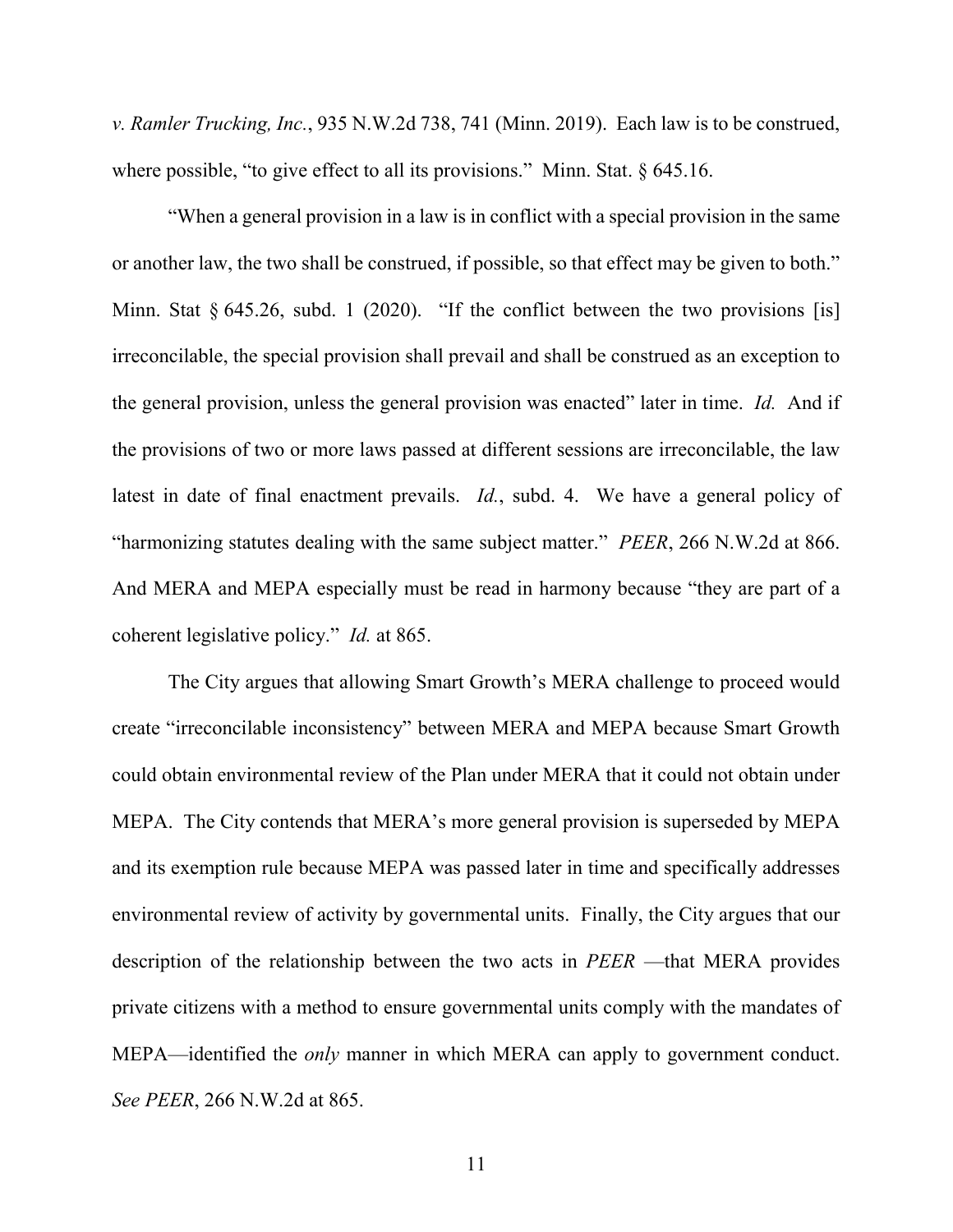*v. Ramler Trucking, Inc.*, 935 N.W.2d 738, 741 (Minn. 2019). Each law is to be construed, where possible, "to give effect to all its provisions." Minn. Stat. § 645.16.

"When a general provision in a law is in conflict with a special provision in the same or another law, the two shall be construed, if possible, so that effect may be given to both." Minn. Stat § 645.26, subd. 1 (2020). "If the conflict between the two provisions [is] irreconcilable, the special provision shall prevail and shall be construed as an exception to the general provision, unless the general provision was enacted" later in time. *Id.* And if the provisions of two or more laws passed at different sessions are irreconcilable, the law latest in date of final enactment prevails. *Id.*, subd. 4. We have a general policy of "harmonizing statutes dealing with the same subject matter." *PEER*, 266 N.W.2d at 866. And MERA and MEPA especially must be read in harmony because "they are part of a coherent legislative policy." *Id.* at 865.

The City argues that allowing Smart Growth's MERA challenge to proceed would create "irreconcilable inconsistency" between MERA and MEPA because Smart Growth could obtain environmental review of the Plan under MERA that it could not obtain under MEPA. The City contends that MERA's more general provision is superseded by MEPA and its exemption rule because MEPA was passed later in time and specifically addresses environmental review of activity by governmental units. Finally, the City argues that our description of the relationship between the two acts in *PEER* —that MERA provides private citizens with a method to ensure governmental units comply with the mandates of MEPA—identified the *only* manner in which MERA can apply to government conduct. *See PEER*, 266 N.W.2d at 865.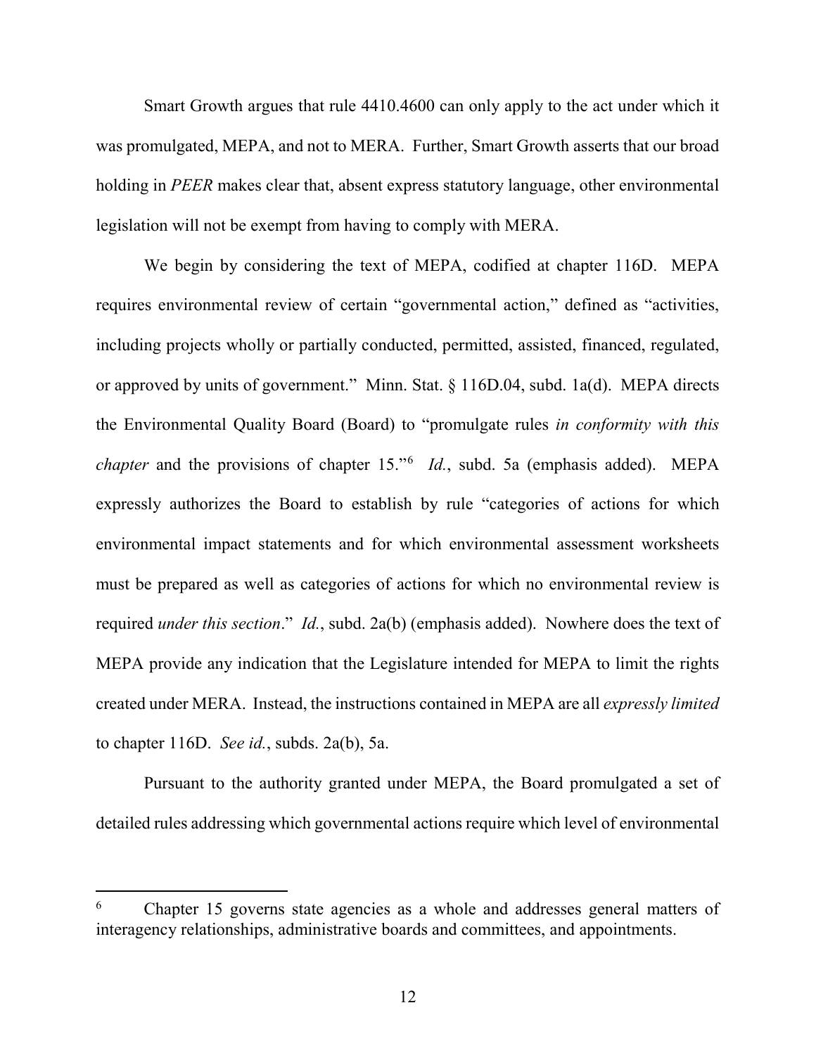Smart Growth argues that rule 4410.4600 can only apply to the act under which it was promulgated, MEPA, and not to MERA. Further, Smart Growth asserts that our broad holding in *PEER* makes clear that, absent express statutory language, other environmental legislation will not be exempt from having to comply with MERA.

We begin by considering the text of MEPA, codified at chapter 116D. MEPA requires environmental review of certain "governmental action," defined as "activities, including projects wholly or partially conducted, permitted, assisted, financed, regulated, or approved by units of government." Minn. Stat. § 116D.04, subd. 1a(d). MEPA directs the Environmental Quality Board (Board) to "promulgate rules *in conformity with this chapter* and the provisions of chapter 15."[6] *Id.*, subd. 5a (emphasis added). MEPA expressly authorizes the Board to establish by rule "categories of actions for which environmental impact statements and for which environmental assessment worksheets must be prepared as well as categories of actions for which no environmental review is required *under this section*." *Id.*, subd. 2a(b) (emphasis added). Nowhere does the text of MEPA provide any indication that the Legislature intended for MEPA to limit the rights created under MERA. Instead, the instructions contained in MEPA are all *expressly limited* to chapter 116D. *See id.*, subds. 2a(b), 5a.

Pursuant to the authority granted under MEPA, the Board promulgated a set of detailed rules addressing which governmental actions require which level of environmental

---

[6] Chapter 15 governs state agencies as a whole and addresses general matters of interagency relationships, administrative boards and committees, and appointments.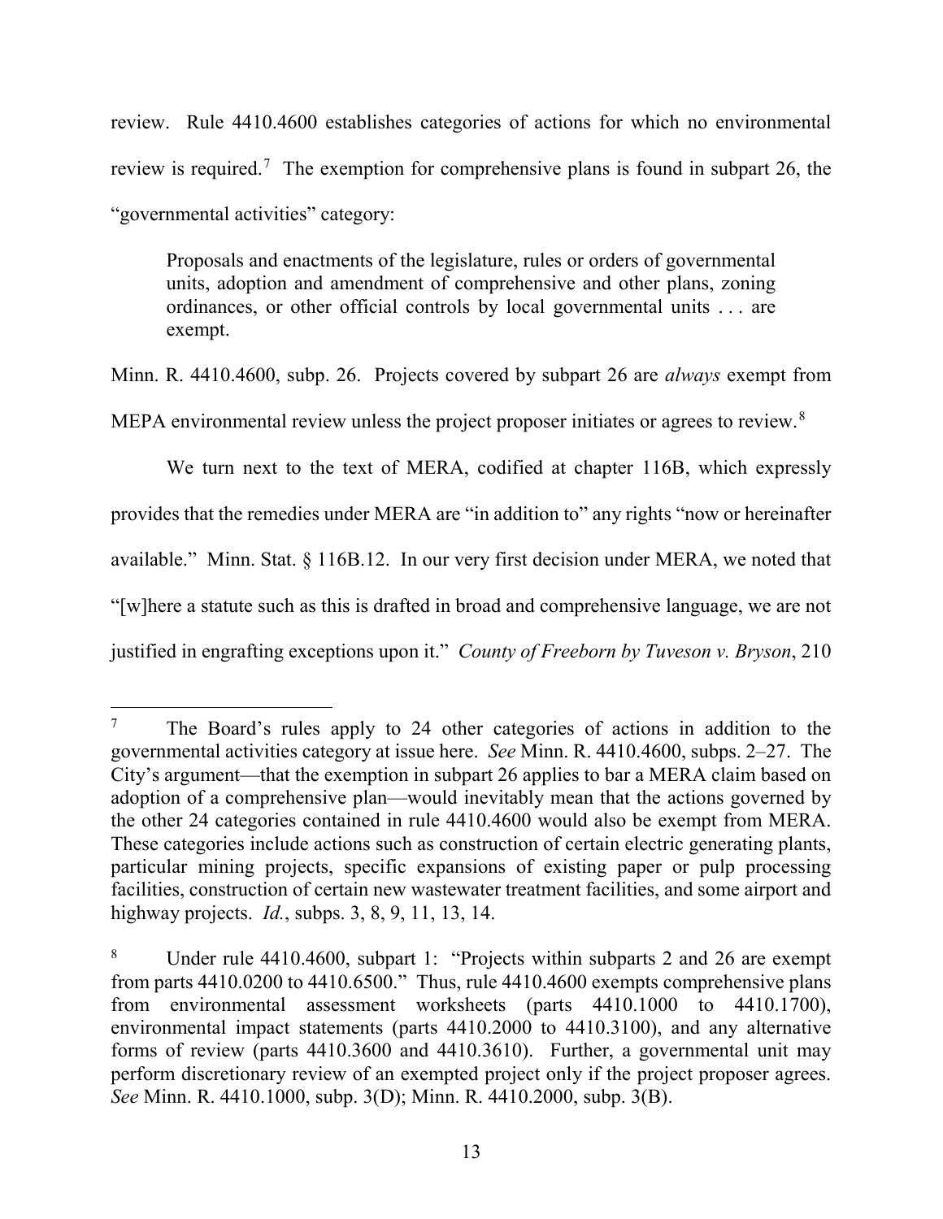review. Rule 4410.4600 establishes categories of actions for which no environmental review is required.[7] The exemption for comprehensive plans is found in subpart 26, the "governmental activities" category:

> Proposals and enactments of the legislature, rules or orders of governmental units, adoption and amendment of comprehensive and other plans, zoning ordinances, or other official controls by local governmental units . . . are exempt.

Minn. R. 4410.4600, subp. 26. Projects covered by subpart 26 are *always* exempt from MEPA environmental review unless the project proposer initiates or agrees to review.[8]

We turn next to the text of MERA, codified at chapter 116B, which expressly provides that the remedies under MERA are "in addition to" any rights "now or hereinafter available." Minn. Stat. § 116B.12. In our very first decision under MERA, we noted that "[w]here a statute such as this is drafted in broad and comprehensive language, we are not justified in engrafting exceptions upon it." *County of Freeborn by Tuveson v. Bryson*, 210

---

[7] The Board's rules apply to 24 other categories of actions in addition to the governmental activities category at issue here. *See* Minn. R. 4410.4600, subps. 2–27. The City's argument—that the exemption in subpart 26 applies to bar a MERA claim based on adoption of a comprehensive plan—would inevitably mean that the actions governed by the other 24 categories contained in rule 4410.4600 would also be exempt from MERA. These categories include actions such as construction of certain electric generating plants, particular mining projects, specific expansions of existing paper or pulp processing facilities, construction of certain new wastewater treatment facilities, and some airport and highway projects. *Id.*, subps. 3, 8, 9, 11, 13, 14.

[8] Under rule 4410.4600, subpart 1: "Projects within subparts 2 and 26 are exempt from parts 4410.0200 to 4410.6500." Thus, rule 4410.4600 exempts comprehensive plans from environmental assessment worksheets (parts 4410.1000 to 4410.1700), environmental impact statements (parts 4410.2000 to 4410.3100), and any alternative forms of review (parts 4410.3600 and 4410.3610). Further, a governmental unit may perform discretionary review of an exempted project only if the project proposer agrees. *See* Minn. R. 4410.1000, subp. 3(D); Minn. R. 4410.2000, subp. 3(B).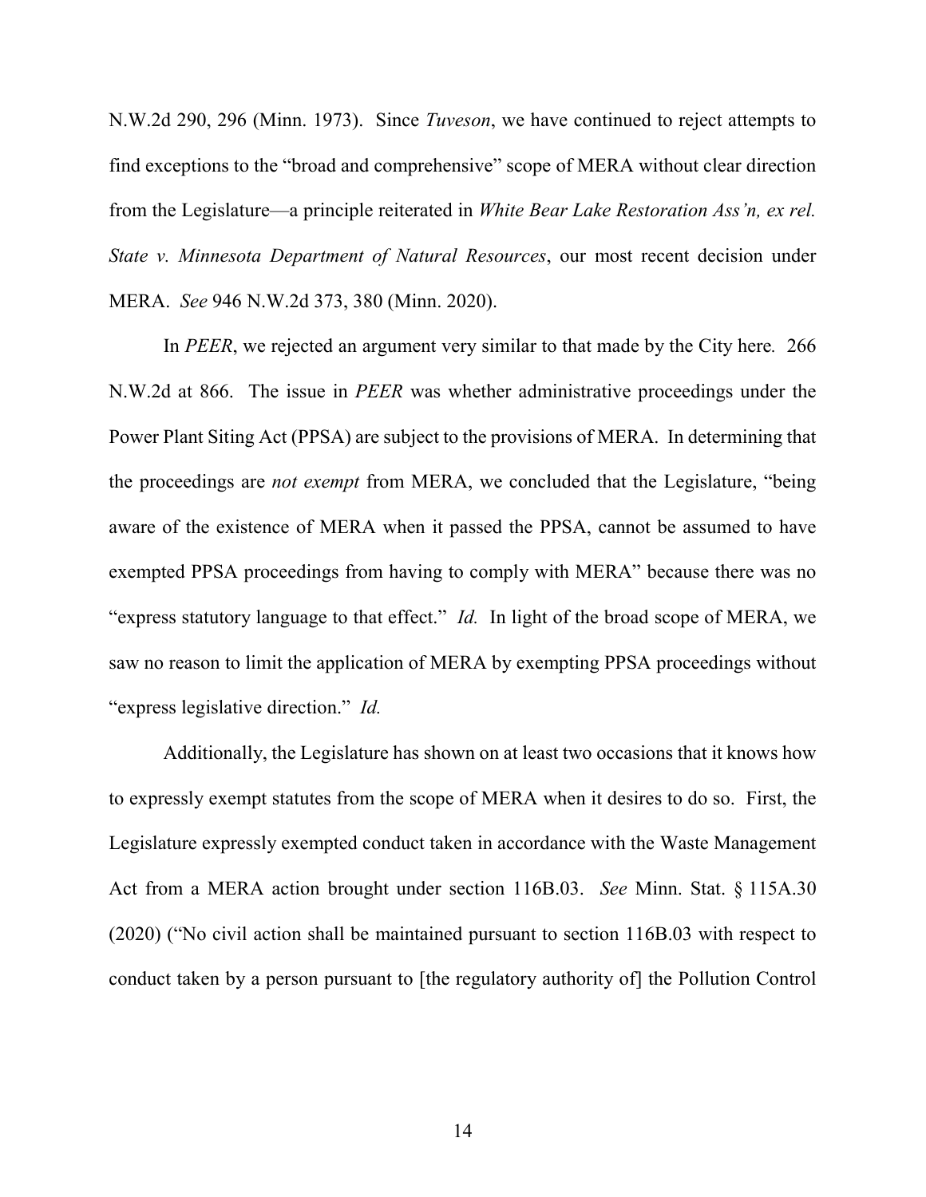N.W.2d 290, 296 (Minn. 1973). Since *Tuveson*, we have continued to reject attempts to find exceptions to the "broad and comprehensive" scope of MERA without clear direction from the Legislature—a principle reiterated in *White Bear Lake Restoration Ass'n, ex rel. State v. Minnesota Department of Natural Resources*, our most recent decision under MERA. *See* 946 N.W.2d 373, 380 (Minn. 2020).

In *PEER*, we rejected an argument very similar to that made by the City here. 266 N.W.2d at 866. The issue in *PEER* was whether administrative proceedings under the Power Plant Siting Act (PPSA) are subject to the provisions of MERA. In determining that the proceedings are *not exempt* from MERA, we concluded that the Legislature, "being aware of the existence of MERA when it passed the PPSA, cannot be assumed to have exempted PPSA proceedings from having to comply with MERA" because there was no "express statutory language to that effect." *Id.* In light of the broad scope of MERA, we saw no reason to limit the application of MERA by exempting PPSA proceedings without "express legislative direction." *Id.*

Additionally, the Legislature has shown on at least two occasions that it knows how to expressly exempt statutes from the scope of MERA when it desires to do so. First, the Legislature expressly exempted conduct taken in accordance with the Waste Management Act from a MERA action brought under section 116B.03. *See* Minn. Stat. § 115A.30 (2020) ("No civil action shall be maintained pursuant to section 116B.03 with respect to conduct taken by a person pursuant to [the regulatory authority of] the Pollution Control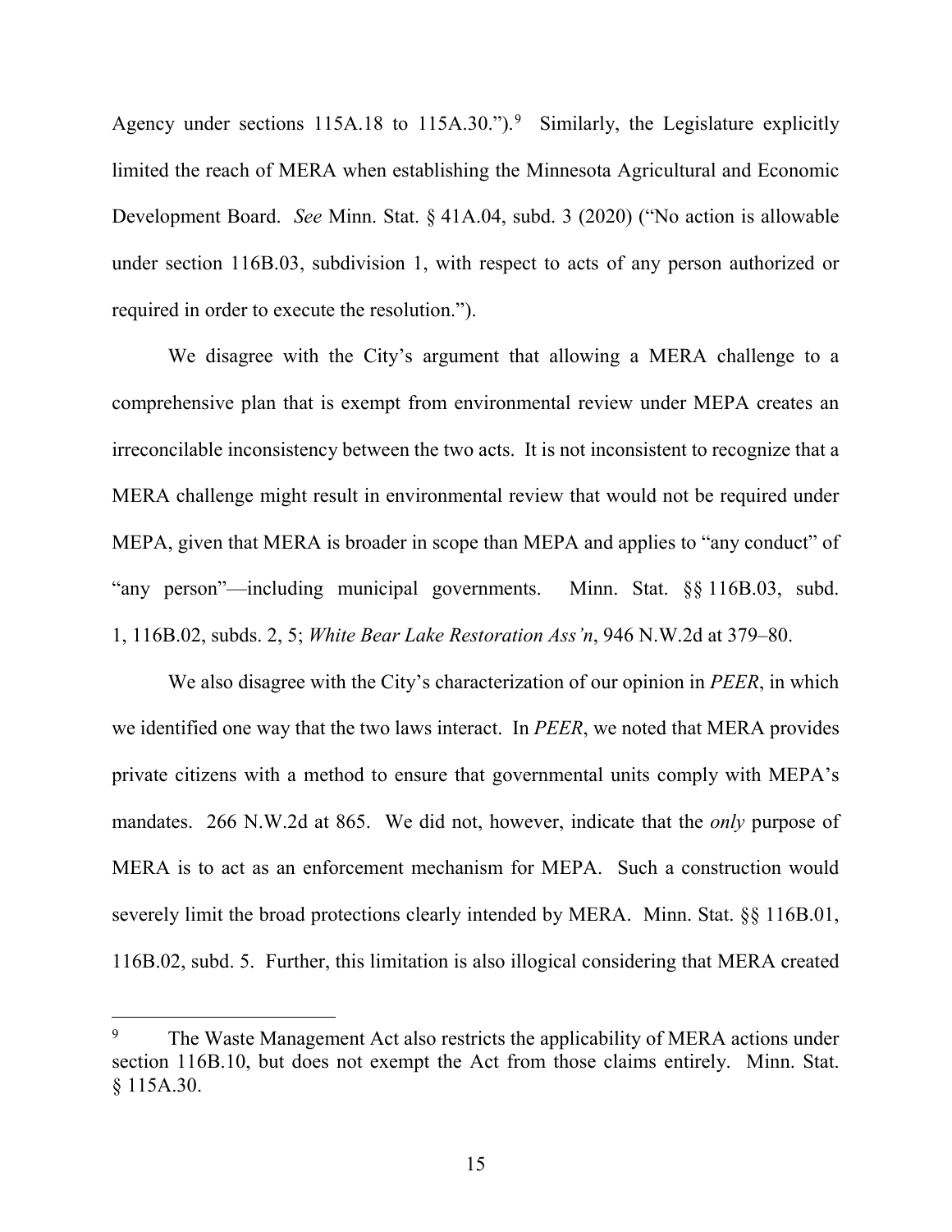Agency under sections 115A.18 to 115A.30.").[9] Similarly, the Legislature explicitly limited the reach of MERA when establishing the Minnesota Agricultural and Economic Development Board. *See* Minn. Stat. § 41A.04, subd. 3 (2020) ("No action is allowable under section 116B.03, subdivision 1, with respect to acts of any person authorized or required in order to execute the resolution.").

We disagree with the City's argument that allowing a MERA challenge to a comprehensive plan that is exempt from environmental review under MEPA creates an irreconcilable inconsistency between the two acts. It is not inconsistent to recognize that a MERA challenge might result in environmental review that would not be required under MEPA, given that MERA is broader in scope than MEPA and applies to "any conduct" of "any person"—including municipal governments. Minn. Stat. §§ 116B.03, subd. 1, 116B.02, subds. 2, 5; *White Bear Lake Restoration Ass'n*, 946 N.W.2d at 379–80.

We also disagree with the City's characterization of our opinion in *PEER*, in which we identified one way that the two laws interact. In *PEER*, we noted that MERA provides private citizens with a method to ensure that governmental units comply with MEPA's mandates. 266 N.W.2d at 865. We did not, however, indicate that the *only* purpose of MERA is to act as an enforcement mechanism for MEPA. Such a construction would severely limit the broad protections clearly intended by MERA. Minn. Stat. §§ 116B.01, 116B.02, subd. 5. Further, this limitation is also illogical considering that MERA created

---

[9] The Waste Management Act also restricts the applicability of MERA actions under section 116B.10, but does not exempt the Act from those claims entirely. Minn. Stat. § 115A.30.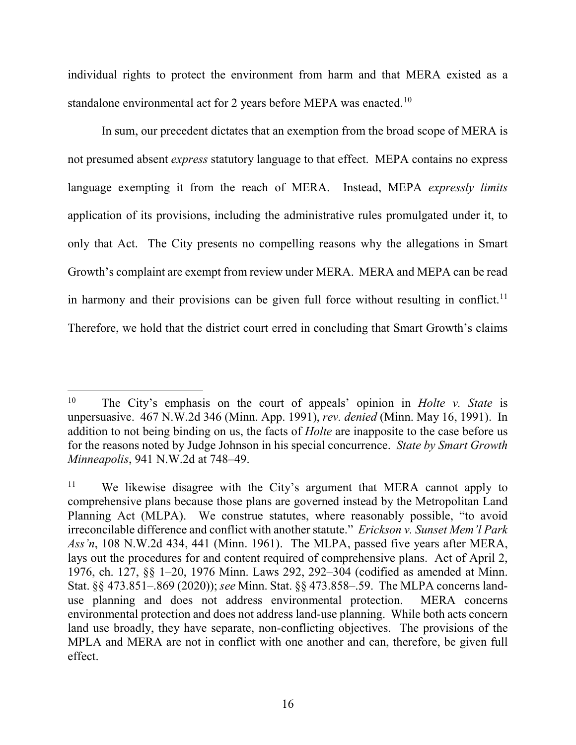individual rights to protect the environment from harm and that MERA existed as a standalone environmental act for 2 years before MEPA was enacted.[10]

In sum, our precedent dictates that an exemption from the broad scope of MERA is not presumed absent *express* statutory language to that effect. MEPA contains no express language exempting it from the reach of MERA. Instead, MEPA *expressly limits* application of its provisions, including the administrative rules promulgated under it, to only that Act. The City presents no compelling reasons why the allegations in Smart Growth's complaint are exempt from review under MERA. MERA and MEPA can be read in harmony and their provisions can be given full force without resulting in conflict.[11] Therefore, we hold that the district court erred in concluding that Smart Growth's claims

---

[10] The City's emphasis on the court of appeals' opinion in *Holte v. State* is unpersuasive. 467 N.W.2d 346 (Minn. App. 1991), *rev. denied* (Minn. May 16, 1991). In addition to not being binding on us, the facts of *Holte* are inapposite to the case before us for the reasons noted by Judge Johnson in his special concurrence. *State by Smart Growth Minneapolis*, 941 N.W.2d at 748–49.

[11] We likewise disagree with the City's argument that MERA cannot apply to comprehensive plans because those plans are governed instead by the Metropolitan Land Planning Act (MLPA). We construe statutes, where reasonably possible, "to avoid irreconcilable difference and conflict with another statute." *Erickson v. Sunset Mem'l Park Ass'n*, 108 N.W.2d 434, 441 (Minn. 1961). The MLPA, passed five years after MERA, lays out the procedures for and content required of comprehensive plans. Act of April 2, 1976, ch. 127, §§ 1–20, 1976 Minn. Laws 292, 292–304 (codified as amended at Minn. Stat. §§ 473.851–.869 (2020)); *see* Minn. Stat. §§ 473.858–.59. The MLPA concerns land-use planning and does not address environmental protection. MERA concerns environmental protection and does not address land-use planning. While both acts concern land use broadly, they have separate, non-conflicting objectives. The provisions of the MPLA and MERA are not in conflict with one another and can, therefore, be given full effect.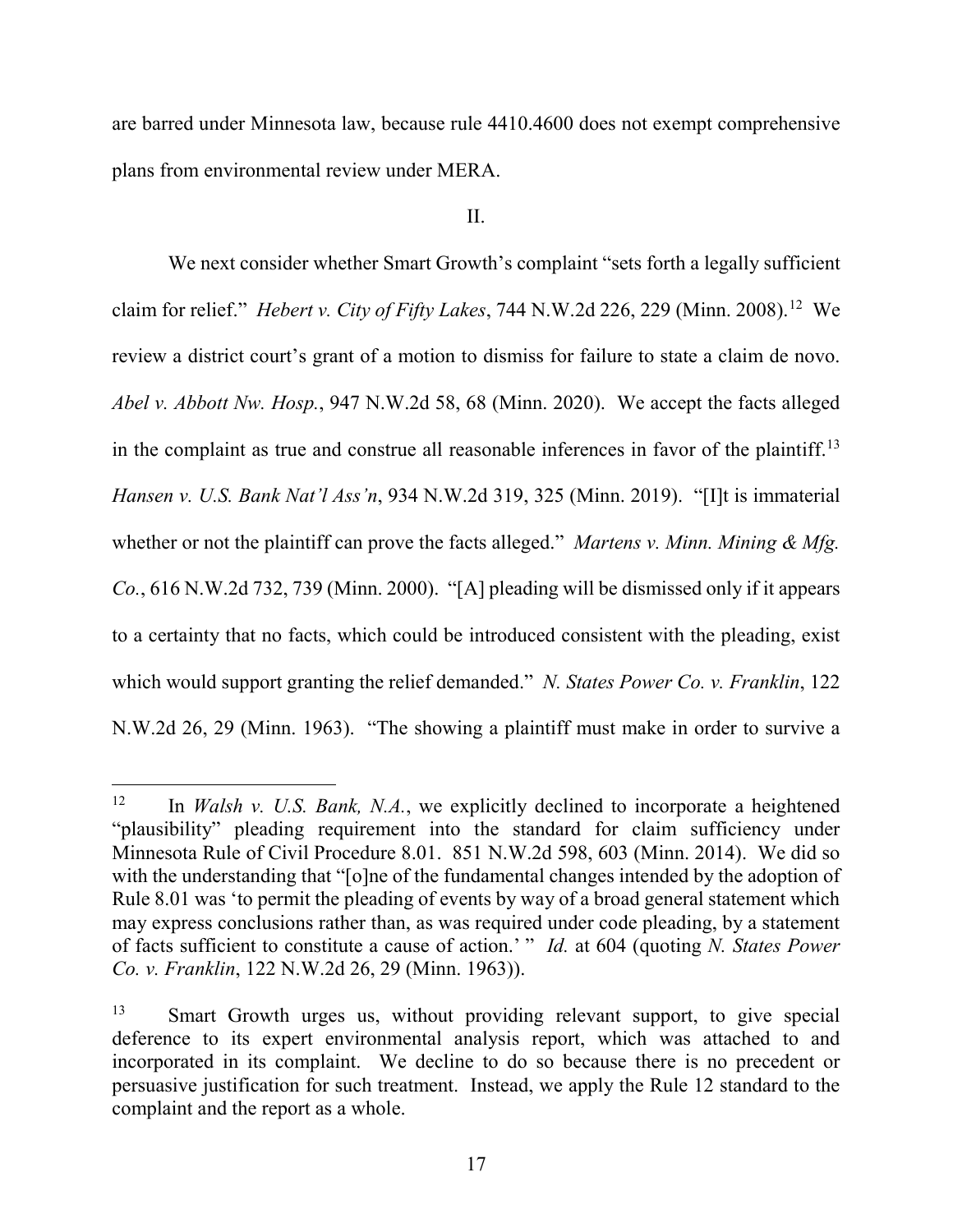are barred under Minnesota law, because rule 4410.4600 does not exempt comprehensive plans from environmental review under MERA.

II.

We next consider whether Smart Growth's complaint "sets forth a legally sufficient claim for relief." *Hebert v. City of Fifty Lakes*, 744 N.W.2d 226, 229 (Minn. 2008).[12] We review a district court's grant of a motion to dismiss for failure to state a claim de novo. *Abel v. Abbott Nw. Hosp.*, 947 N.W.2d 58, 68 (Minn. 2020). We accept the facts alleged in the complaint as true and construe all reasonable inferences in favor of the plaintiff.[13] *Hansen v. U.S. Bank Nat'l Ass'n*, 934 N.W.2d 319, 325 (Minn. 2019). "[I]t is immaterial whether or not the plaintiff can prove the facts alleged." *Martens v. Minn. Mining & Mfg. Co.*, 616 N.W.2d 732, 739 (Minn. 2000). "[A] pleading will be dismissed only if it appears to a certainty that no facts, which could be introduced consistent with the pleading, exist which would support granting the relief demanded." *N. States Power Co. v. Franklin*, 122 N.W.2d 26, 29 (Minn. 1963). "The showing a plaintiff must make in order to survive a

---

[12] In *Walsh v. U.S. Bank, N.A.*, we explicitly declined to incorporate a heightened "plausibility" pleading requirement into the standard for claim sufficiency under Minnesota Rule of Civil Procedure 8.01. 851 N.W.2d 598, 603 (Minn. 2014). We did so with the understanding that "[o]ne of the fundamental changes intended by the adoption of Rule 8.01 was 'to permit the pleading of events by way of a broad general statement which may express conclusions rather than, as was required under code pleading, by a statement of facts sufficient to constitute a cause of action.' " *Id.* at 604 (quoting *N. States Power Co. v. Franklin*, 122 N.W.2d 26, 29 (Minn. 1963)).

[13] Smart Growth urges us, without providing relevant support, to give special deference to its expert environmental analysis report, which was attached to and incorporated in its complaint. We decline to do so because there is no precedent or persuasive justification for such treatment. Instead, we apply the Rule 12 standard to the complaint and the report as a whole.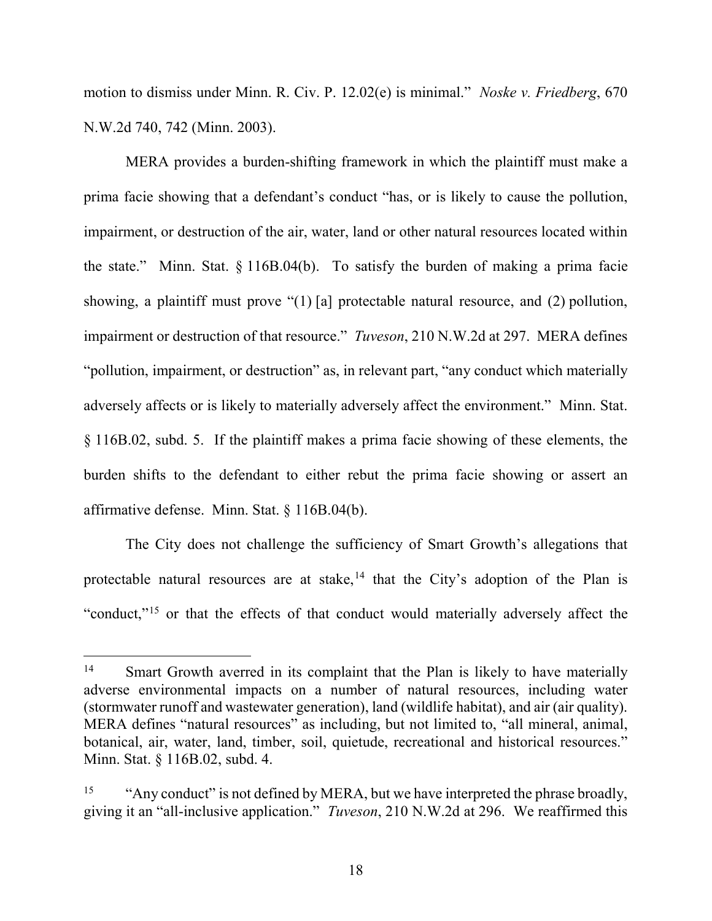motion to dismiss under Minn. R. Civ. P. 12.02(e) is minimal." *Noske v. Friedberg*, 670 N.W.2d 740, 742 (Minn. 2003).

MERA provides a burden-shifting framework in which the plaintiff must make a prima facie showing that a defendant's conduct "has, or is likely to cause the pollution, impairment, or destruction of the air, water, land or other natural resources located within the state." Minn. Stat. § 116B.04(b). To satisfy the burden of making a prima facie showing, a plaintiff must prove "(1) [a] protectable natural resource, and (2) pollution, impairment or destruction of that resource." *Tuveson*, 210 N.W.2d at 297. MERA defines "pollution, impairment, or destruction" as, in relevant part, "any conduct which materially adversely affects or is likely to materially adversely affect the environment." Minn. Stat. § 116B.02, subd. 5. If the plaintiff makes a prima facie showing of these elements, the burden shifts to the defendant to either rebut the prima facie showing or assert an affirmative defense. Minn. Stat. § 116B.04(b).

The City does not challenge the sufficiency of Smart Growth's allegations that protectable natural resources are at stake,[14] that the City's adoption of the Plan is "conduct,"[15] or that the effects of that conduct would materially adversely affect the

---

[14] Smart Growth averred in its complaint that the Plan is likely to have materially adverse environmental impacts on a number of natural resources, including water (stormwater runoff and wastewater generation), land (wildlife habitat), and air (air quality). MERA defines "natural resources" as including, but not limited to, "all mineral, animal, botanical, air, water, land, timber, soil, quietude, recreational and historical resources." Minn. Stat. § 116B.02, subd. 4.

[15] "Any conduct" is not defined by MERA, but we have interpreted the phrase broadly, giving it an "all-inclusive application." *Tuveson*, 210 N.W.2d at 296. We reaffirmed this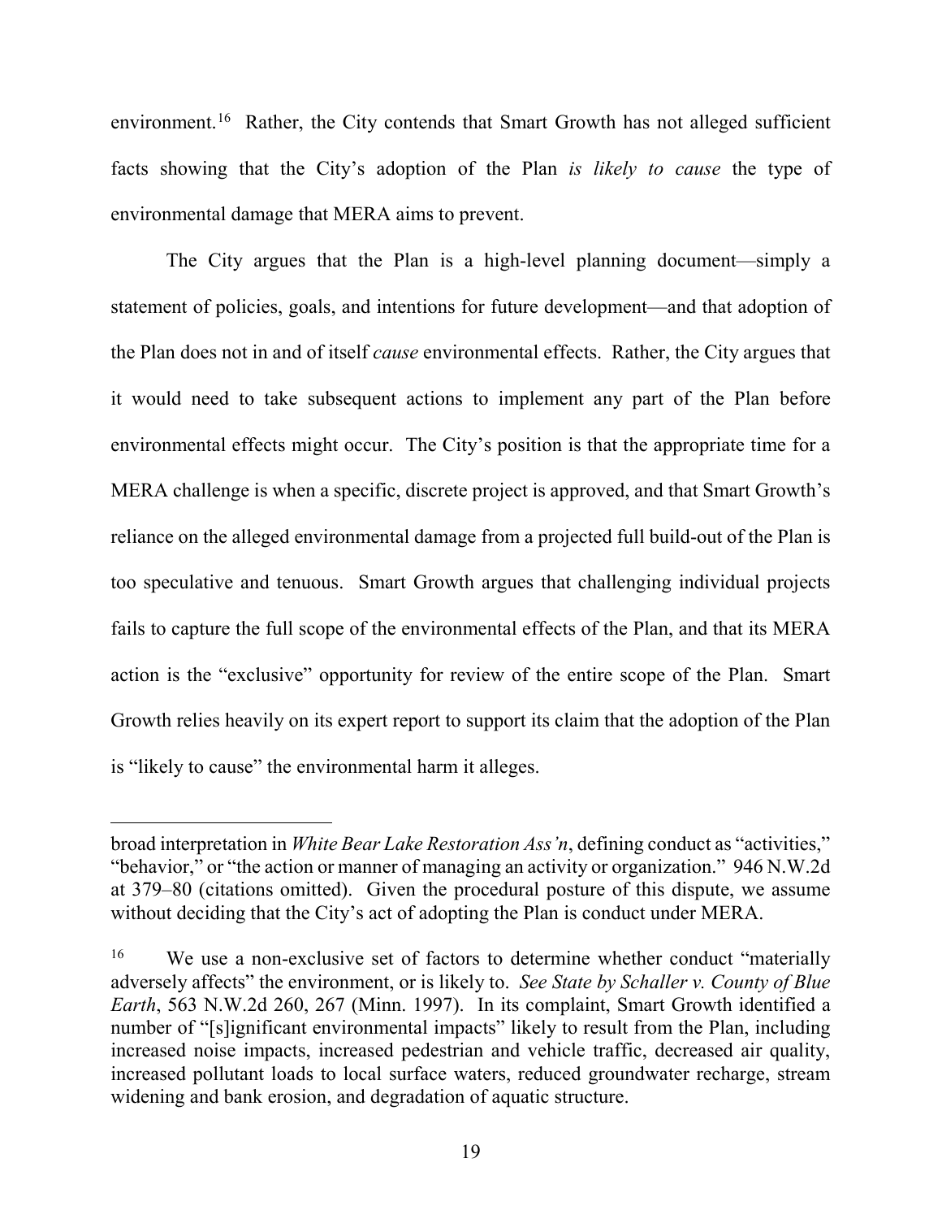environment.[16] Rather, the City contends that Smart Growth has not alleged sufficient facts showing that the City's adoption of the Plan *is likely to cause* the type of environmental damage that MERA aims to prevent.

The City argues that the Plan is a high-level planning document—simply a statement of policies, goals, and intentions for future development—and that adoption of the Plan does not in and of itself *cause* environmental effects. Rather, the City argues that it would need to take subsequent actions to implement any part of the Plan before environmental effects might occur. The City's position is that the appropriate time for a MERA challenge is when a specific, discrete project is approved, and that Smart Growth's reliance on the alleged environmental damage from a projected full build-out of the Plan is too speculative and tenuous. Smart Growth argues that challenging individual projects fails to capture the full scope of the environmental effects of the Plan, and that its MERA action is the "exclusive" opportunity for review of the entire scope of the Plan. Smart Growth relies heavily on its expert report to support its claim that the adoption of the Plan is "likely to cause" the environmental harm it alleges.

---

broad interpretation in *White Bear Lake Restoration Ass'n*, defining conduct as "activities," "behavior," or "the action or manner of managing an activity or organization." 946 N.W.2d at 379–80 (citations omitted). Given the procedural posture of this dispute, we assume without deciding that the City's act of adopting the Plan is conduct under MERA.

[16] We use a non-exclusive set of factors to determine whether conduct "materially adversely affects" the environment, or is likely to. *See State by Schaller v. County of Blue Earth*, 563 N.W.2d 260, 267 (Minn. 1997). In its complaint, Smart Growth identified a number of "[s]ignificant environmental impacts" likely to result from the Plan, including increased noise impacts, increased pedestrian and vehicle traffic, decreased air quality, increased pollutant loads to local surface waters, reduced groundwater recharge, stream widening and bank erosion, and degradation of aquatic structure.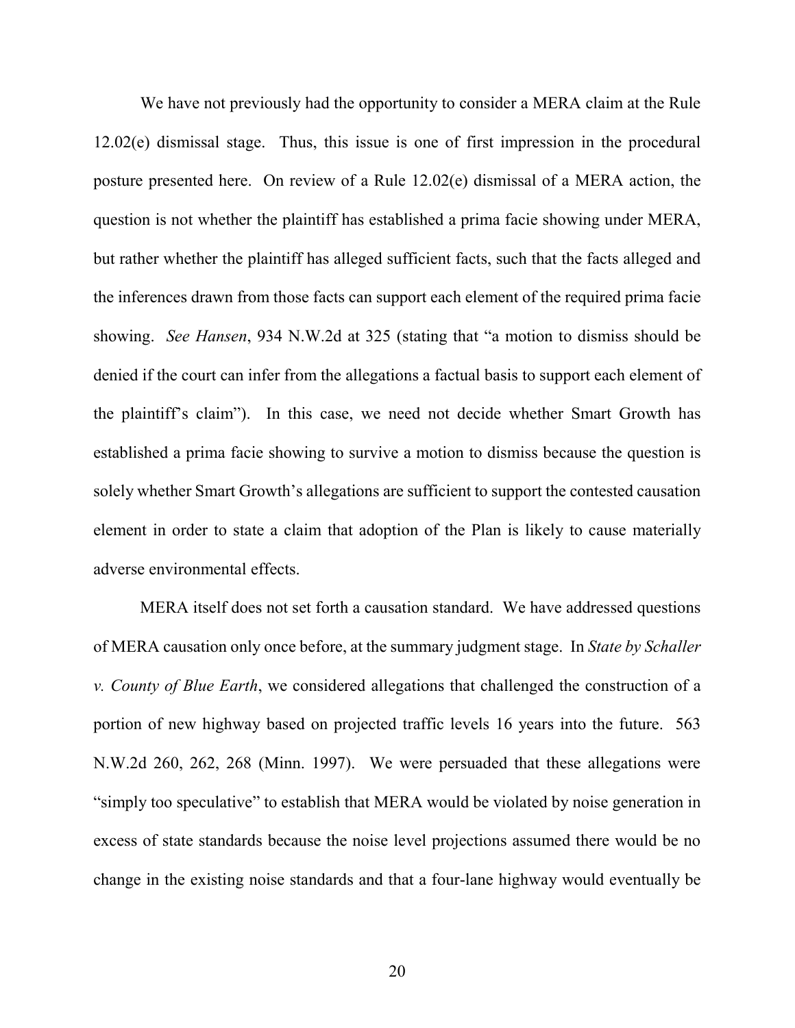We have not previously had the opportunity to consider a MERA claim at the Rule 12.02(e) dismissal stage. Thus, this issue is one of first impression in the procedural posture presented here. On review of a Rule 12.02(e) dismissal of a MERA action, the question is not whether the plaintiff has established a prima facie showing under MERA, but rather whether the plaintiff has alleged sufficient facts, such that the facts alleged and the inferences drawn from those facts can support each element of the required prima facie showing. *See Hansen*, 934 N.W.2d at 325 (stating that "a motion to dismiss should be denied if the court can infer from the allegations a factual basis to support each element of the plaintiff's claim"). In this case, we need not decide whether Smart Growth has established a prima facie showing to survive a motion to dismiss because the question is solely whether Smart Growth's allegations are sufficient to support the contested causation element in order to state a claim that adoption of the Plan is likely to cause materially adverse environmental effects.

MERA itself does not set forth a causation standard. We have addressed questions of MERA causation only once before, at the summary judgment stage. In *State by Schaller v. County of Blue Earth*, we considered allegations that challenged the construction of a portion of new highway based on projected traffic levels 16 years into the future. 563 N.W.2d 260, 262, 268 (Minn. 1997). We were persuaded that these allegations were "simply too speculative" to establish that MERA would be violated by noise generation in excess of state standards because the noise level projections assumed there would be no change in the existing noise standards and that a four-lane highway would eventually be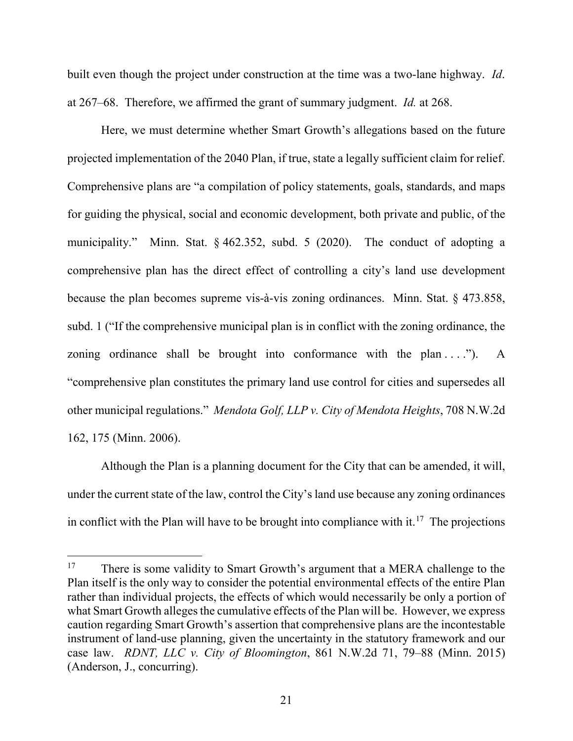built even though the project under construction at the time was a two-lane highway. *Id*. at 267–68. Therefore, we affirmed the grant of summary judgment. *Id.* at 268.

Here, we must determine whether Smart Growth's allegations based on the future projected implementation of the 2040 Plan, if true, state a legally sufficient claim for relief. Comprehensive plans are "a compilation of policy statements, goals, standards, and maps for guiding the physical, social and economic development, both private and public, of the municipality." Minn. Stat. § 462.352, subd. 5 (2020). The conduct of adopting a comprehensive plan has the direct effect of controlling a city's land use development because the plan becomes supreme vis-à-vis zoning ordinances. Minn. Stat. § 473.858, subd. 1 ("If the comprehensive municipal plan is in conflict with the zoning ordinance, the zoning ordinance shall be brought into conformance with the plan . . . ."). A "comprehensive plan constitutes the primary land use control for cities and supersedes all other municipal regulations." *Mendota Golf, LLP v. City of Mendota Heights*, 708 N.W.2d 162, 175 (Minn. 2006).

Although the Plan is a planning document for the City that can be amended, it will, under the current state of the law, control the City's land use because any zoning ordinances in conflict with the Plan will have to be brought into compliance with it.[17] The projections

[17] There is some validity to Smart Growth's argument that a MERA challenge to the Plan itself is the only way to consider the potential environmental effects of the entire Plan rather than individual projects, the effects of which would necessarily be only a portion of what Smart Growth alleges the cumulative effects of the Plan will be. However, we express caution regarding Smart Growth's assertion that comprehensive plans are the incontestable instrument of land-use planning, given the uncertainty in the statutory framework and our case law. *RDNT, LLC v. City of Bloomington*, 861 N.W.2d 71, 79–88 (Minn. 2015) (Anderson, J., concurring).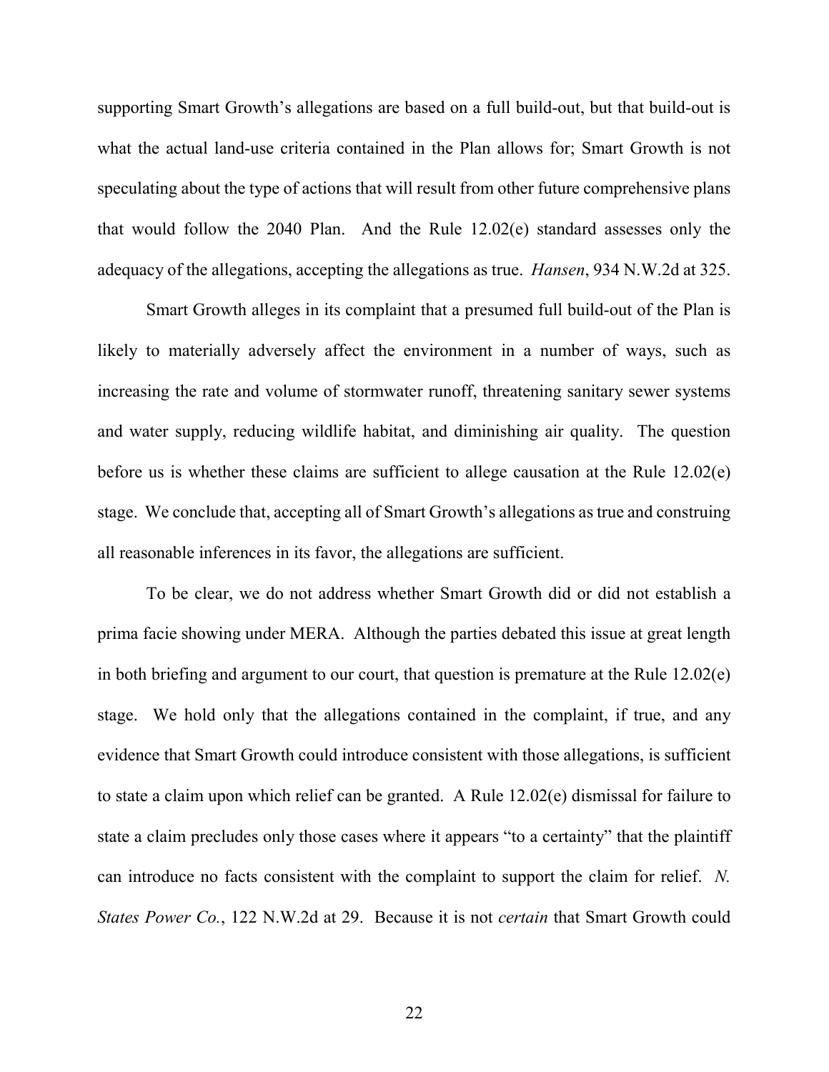supporting Smart Growth's allegations are based on a full build-out, but that build-out is what the actual land-use criteria contained in the Plan allows for; Smart Growth is not speculating about the type of actions that will result from other future comprehensive plans that would follow the 2040 Plan. And the Rule 12.02(e) standard assesses only the adequacy of the allegations, accepting the allegations as true. *Hansen*, 934 N.W.2d at 325.

Smart Growth alleges in its complaint that a presumed full build-out of the Plan is likely to materially adversely affect the environment in a number of ways, such as increasing the rate and volume of stormwater runoff, threatening sanitary sewer systems and water supply, reducing wildlife habitat, and diminishing air quality. The question before us is whether these claims are sufficient to allege causation at the Rule 12.02(e) stage. We conclude that, accepting all of Smart Growth's allegations as true and construing all reasonable inferences in its favor, the allegations are sufficient.

To be clear, we do not address whether Smart Growth did or did not establish a prima facie showing under MERA. Although the parties debated this issue at great length in both briefing and argument to our court, that question is premature at the Rule 12.02(e) stage. We hold only that the allegations contained in the complaint, if true, and any evidence that Smart Growth could introduce consistent with those allegations, is sufficient to state a claim upon which relief can be granted. A Rule 12.02(e) dismissal for failure to state a claim precludes only those cases where it appears "to a certainty" that the plaintiff can introduce no facts consistent with the complaint to support the claim for relief. *N. States Power Co.*, 122 N.W.2d at 29. Because it is not *certain* that Smart Growth could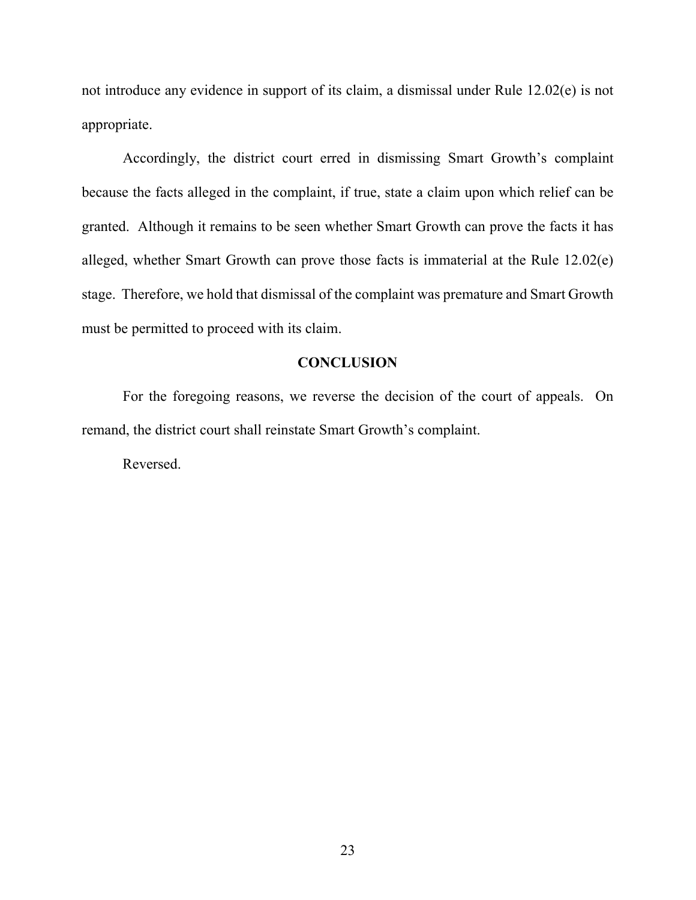not introduce any evidence in support of its claim, a dismissal under Rule 12.02(e) is not appropriate.

Accordingly, the district court erred in dismissing Smart Growth's complaint because the facts alleged in the complaint, if true, state a claim upon which relief can be granted. Although it remains to be seen whether Smart Growth can prove the facts it has alleged, whether Smart Growth can prove those facts is immaterial at the Rule 12.02(e) stage. Therefore, we hold that dismissal of the complaint was premature and Smart Growth must be permitted to proceed with its claim.

## CONCLUSION

For the foregoing reasons, we reverse the decision of the court of appeals. On remand, the district court shall reinstate Smart Growth's complaint.

Reversed.